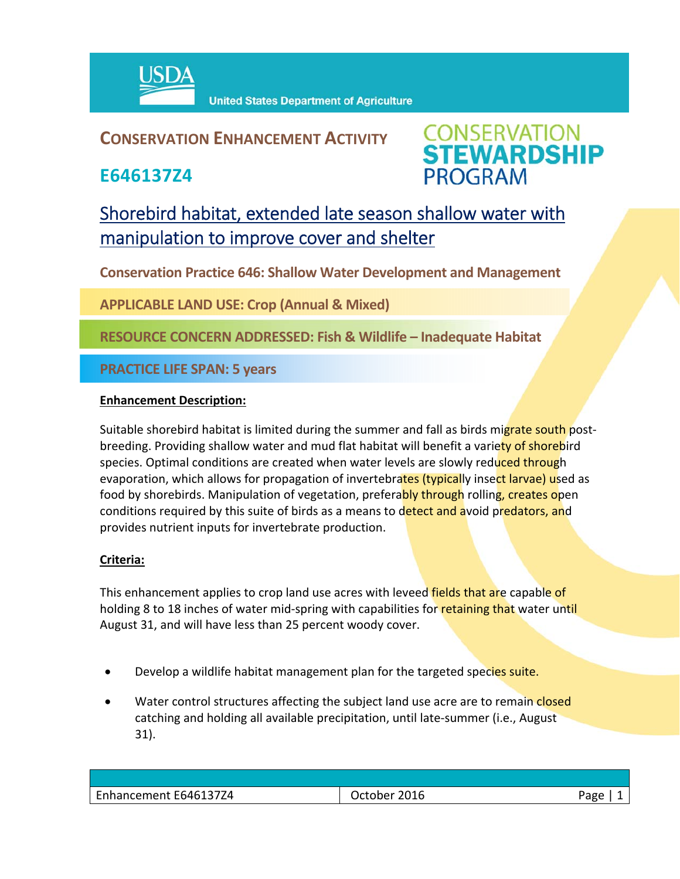USDA United States Department of Agriculture

# CONSERVATION ENHANCEMENT ACTIVITY

## E646137Z4

CONSERVATION STEWARDSHIP PROGRAM

## Shorebird habitat, extended late season shallow water with manipulation to improve cover and shelter

**Conservation Practice 646: Shallow Water Development and Management**

**APPLICABLE LAND USE: Crop (Annual & Mixed)**

**RESOURCE CONCERN ADDRESSED: Fish & Wildlife – Inadequate Habitat**

**PRACTICE LIFE SPAN: 5 years**

**Enhancement Description:**

Suitable shorebird habitat is limited during the summer and fall as birds migrate south post-breeding. Providing shallow water and mud flat habitat will benefit a variety of shorebird species. Optimal conditions are created when water levels are slowly reduced through evaporation, which allows for propagation of invertebrates (typically insect larvae) used as food by shorebirds. Manipulation of vegetation, preferably through rolling, creates open conditions required by this suite of birds as a means to detect and avoid predators, and provides nutrient inputs for invertebrate production.

**Criteria:**

This enhancement applies to crop land use acres with leveed fields that are capable of holding 8 to 18 inches of water mid-spring with capabilities for retaining that water until August 31, and will have less than 25 percent woody cover.

- Develop a wildlife habitat management plan for the targeted species suite.
- Water control structures affecting the subject land use acre are to remain closed catching and holding all available precipitation, until late-summer (i.e., August 31).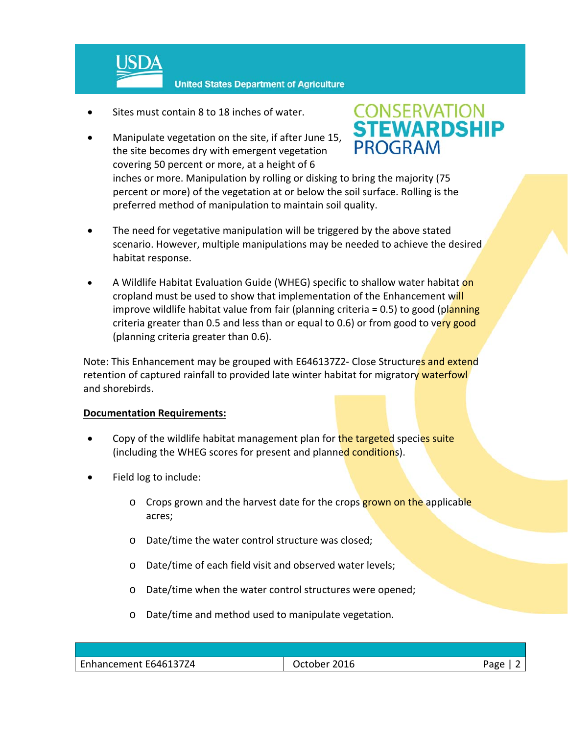- Sites must contain 8 to 18 inches of water.

- Manipulate vegetation on the site, if after June 15, the site becomes dry with emergent vegetation covering 50 percent or more, at a height of 6 inches or more. Manipulation by rolling or disking to bring the majority (75 percent or more) of the vegetation at or below the soil surface. Rolling is the preferred method of manipulation to maintain soil quality.

- The need for vegetative manipulation will be triggered by the above stated scenario. However, multiple manipulations may be needed to achieve the desired habitat response.

- A Wildlife Habitat Evaluation Guide (WHEG) specific to shallow water habitat on cropland must be used to show that implementation of the Enhancement will improve wildlife habitat value from fair (planning criteria = 0.5) to good (planning criteria greater than 0.5 and less than or equal to 0.6) or from good to very good (planning criteria greater than 0.6).

Note: This Enhancement may be grouped with E646137Z2- Close Structures and extend retention of captured rainfall to provided late winter habitat for migratory waterfowl and shorebirds.

**Documentation Requirements:**

- Copy of the wildlife habitat management plan for the targeted species suite (including the WHEG scores for present and planned conditions).

- Field log to include:
  - Crops grown and the harvest date for the crops grown on the applicable acres;
  - Date/time the water control structure was closed;
  - Date/time of each field visit and observed water levels;
  - Date/time when the water control structures were opened;
  - Date/time and method used to manipulate vegetation.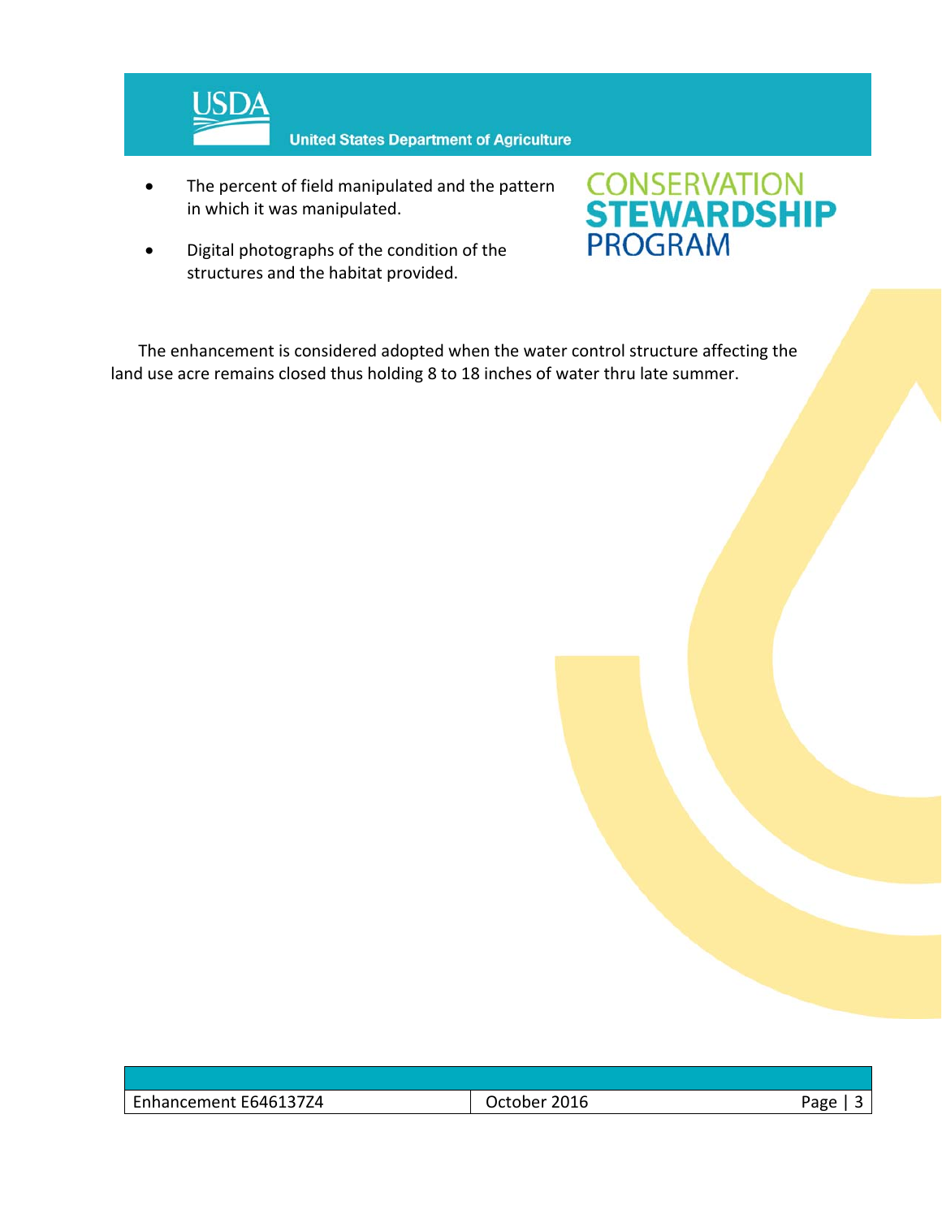- The percent of field manipulated and the pattern in which it was manipulated.
- Digital photographs of the condition of the structures and the habitat provided.

The enhancement is considered adopted when the water control structure affecting the land use acre remains closed thus holding 8 to 18 inches of water thru late summer.